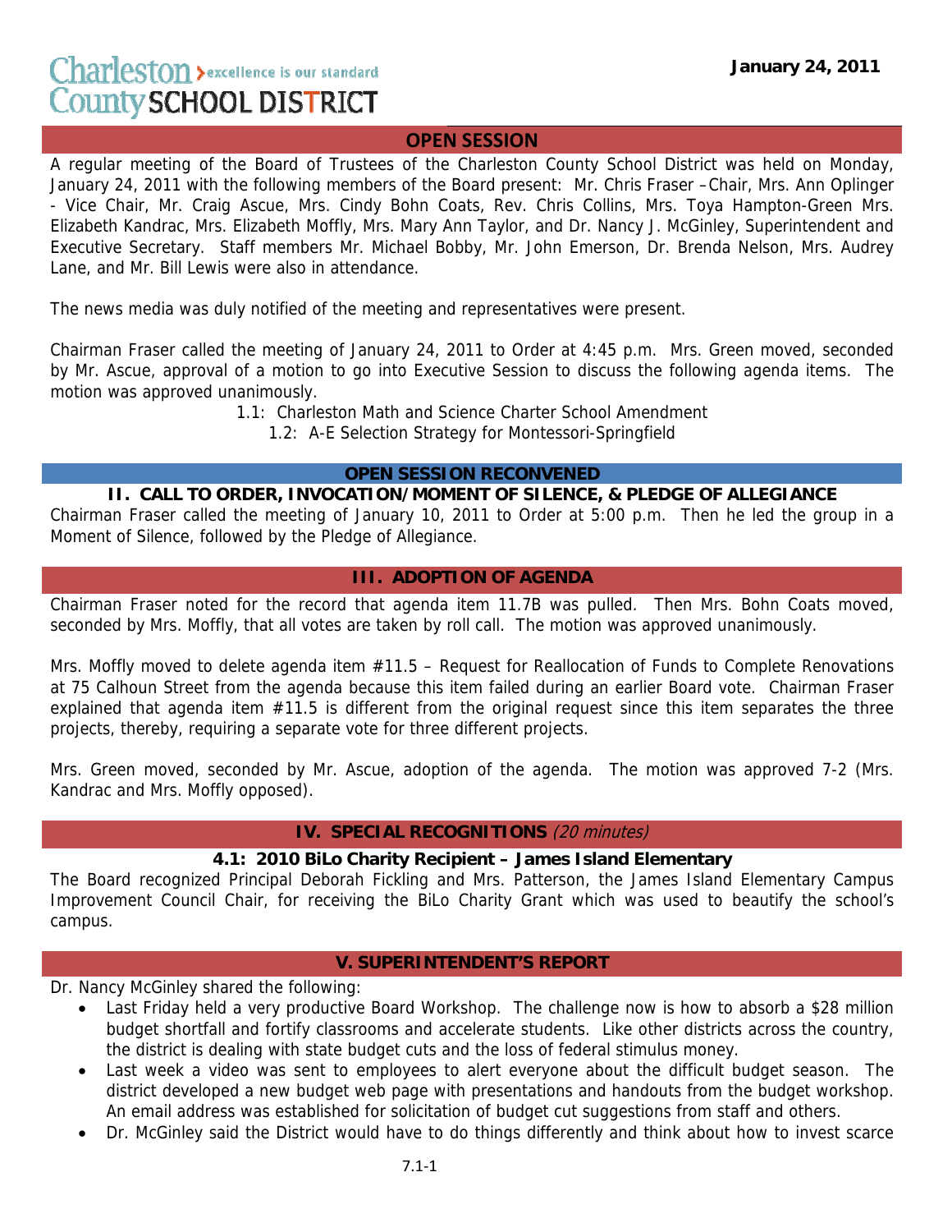Charleston County SCHOOL DISTRICT — excellence is our standard

**January 24, 2011**

## OPEN SESSION

A regular meeting of the Board of Trustees of the Charleston County School District was held on Monday, January 24, 2011 with the following members of the Board present: Mr. Chris Fraser –Chair, Mrs. Ann Oplinger - Vice Chair, Mr. Craig Ascue, Mrs. Cindy Bohn Coats, Rev. Chris Collins, Mrs. Toya Hampton-Green Mrs. Elizabeth Kandrac, Mrs. Elizabeth Moffly, Mrs. Mary Ann Taylor, and Dr. Nancy J. McGinley, Superintendent and Executive Secretary. Staff members Mr. Michael Bobby, Mr. John Emerson, Dr. Brenda Nelson, Mrs. Audrey Lane, and Mr. Bill Lewis were also in attendance.

The news media was duly notified of the meeting and representatives were present.

Chairman Fraser called the meeting of January 24, 2011 to Order at 4:45 p.m. Mrs. Green moved, seconded by Mr. Ascue, approval of a motion to go into Executive Session to discuss the following agenda items. The motion was approved unanimously.

1.1: Charleston Math and Science Charter School Amendment
1.2: A-E Selection Strategy for Montessori-Springfield

## OPEN SESSION RECONVENED

### II. CALL TO ORDER, INVOCATION/MOMENT OF SILENCE, & PLEDGE OF ALLEGIANCE

Chairman Fraser called the meeting of January 10, 2011 to Order at 5:00 p.m. Then he led the group in a Moment of Silence, followed by the Pledge of Allegiance.

## III. ADOPTION OF AGENDA

Chairman Fraser noted for the record that agenda item 11.7B was pulled. Then Mrs. Bohn Coats moved, seconded by Mrs. Moffly, that all votes are taken by roll call. The motion was approved unanimously.

Mrs. Moffly moved to delete agenda item #11.5 – Request for Reallocation of Funds to Complete Renovations at 75 Calhoun Street from the agenda because this item failed during an earlier Board vote. Chairman Fraser explained that agenda item #11.5 is different from the original request since this item separates the three projects, thereby, requiring a separate vote for three different projects.

Mrs. Green moved, seconded by Mr. Ascue, adoption of the agenda. The motion was approved 7-2 (Mrs. Kandrac and Mrs. Moffly opposed).

## IV. SPECIAL RECOGNITIONS *(20 minutes)*

### 4.1: 2010 BiLo Charity Recipient – James Island Elementary

The Board recognized Principal Deborah Fickling and Mrs. Patterson, the James Island Elementary Campus Improvement Council Chair, for receiving the BiLo Charity Grant which was used to beautify the school's campus.

## V. SUPERINTENDENT'S REPORT

Dr. Nancy McGinley shared the following:

- Last Friday held a very productive Board Workshop. The challenge now is how to absorb a $28 million budget shortfall and fortify classrooms and accelerate students. Like other districts across the country, the district is dealing with state budget cuts and the loss of federal stimulus money.
- Last week a video was sent to employees to alert everyone about the difficult budget season. The district developed a new budget web page with presentations and handouts from the budget workshop. An email address was established for solicitation of budget cut suggestions from staff and others.
- Dr. McGinley said the District would have to do things differently and think about how to invest scarce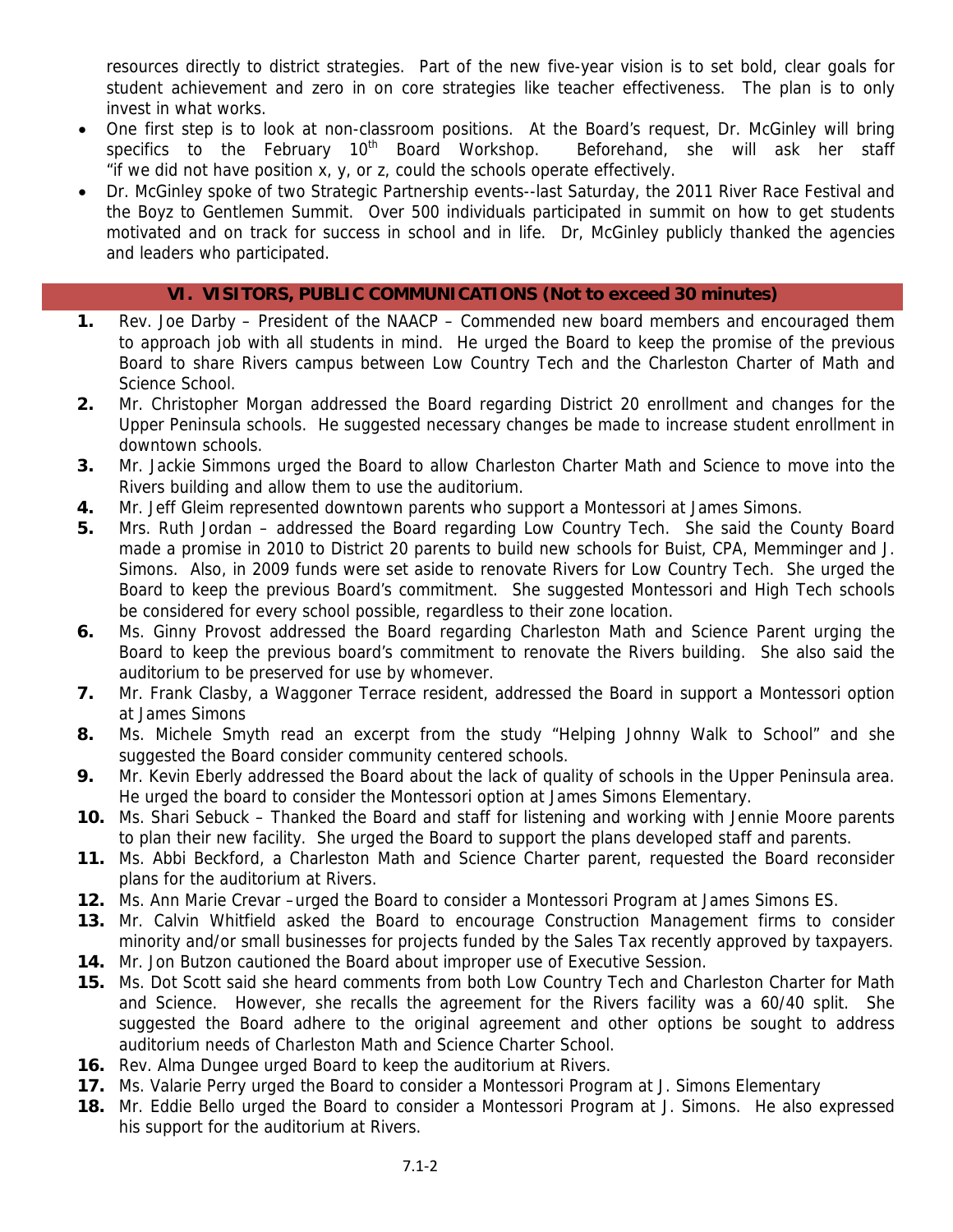resources directly to district strategies. Part of the new five-year vision is to set bold, clear goals for student achievement and zero in on core strategies like teacher effectiveness. The plan is to only invest in what works.

- One first step is to look at non-classroom positions. At the Board's request, Dr. McGinley will bring specifics to the February 10th Board Workshop. Beforehand, she will ask her staff "if we did not have position x, y, or z, could the schools operate effectively.
- Dr. McGinley spoke of two Strategic Partnership events--last Saturday, the 2011 River Race Festival and the Boyz to Gentlemen Summit. Over 500 individuals participated in summit on how to get students motivated and on track for success in school and in life. Dr, McGinley publicly thanked the agencies and leaders who participated.

## VI. VISITORS, PUBLIC COMMUNICATIONS (Not to exceed 30 minutes)

1. Rev. Joe Darby – President of the NAACP – Commended new board members and encouraged them to approach job with all students in mind. He urged the Board to keep the promise of the previous Board to share Rivers campus between Low Country Tech and the Charleston Charter of Math and Science School.
2. Mr. Christopher Morgan addressed the Board regarding District 20 enrollment and changes for the Upper Peninsula schools. He suggested necessary changes be made to increase student enrollment in downtown schools.
3. Mr. Jackie Simmons urged the Board to allow Charleston Charter Math and Science to move into the Rivers building and allow them to use the auditorium.
4. Mr. Jeff Gleim represented downtown parents who support a Montessori at James Simons.
5. Mrs. Ruth Jordan – addressed the Board regarding Low Country Tech. She said the County Board made a promise in 2010 to District 20 parents to build new schools for Buist, CPA, Memminger and J. Simons. Also, in 2009 funds were set aside to renovate Rivers for Low Country Tech. She urged the Board to keep the previous Board's commitment. She suggested Montessori and High Tech schools be considered for every school possible, regardless to their zone location.
6. Ms. Ginny Provost addressed the Board regarding Charleston Math and Science Parent urging the Board to keep the previous board's commitment to renovate the Rivers building. She also said the auditorium to be preserved for use by whomever.
7. Mr. Frank Clasby, a Waggoner Terrace resident, addressed the Board in support a Montessori option at James Simons
8. Ms. Michele Smyth read an excerpt from the study "Helping Johnny Walk to School" and she suggested the Board consider community centered schools.
9. Mr. Kevin Eberly addressed the Board about the lack of quality of schools in the Upper Peninsula area. He urged the board to consider the Montessori option at James Simons Elementary.
10. Ms. Shari Sebuck – Thanked the Board and staff for listening and working with Jennie Moore parents to plan their new facility. She urged the Board to support the plans developed staff and parents.
11. Ms. Abbi Beckford, a Charleston Math and Science Charter parent, requested the Board reconsider plans for the auditorium at Rivers.
12. Ms. Ann Marie Crevar –urged the Board to consider a Montessori Program at James Simons ES.
13. Mr. Calvin Whitfield asked the Board to encourage Construction Management firms to consider minority and/or small businesses for projects funded by the Sales Tax recently approved by taxpayers.
14. Mr. Jon Butzon cautioned the Board about improper use of Executive Session.
15. Ms. Dot Scott said she heard comments from both Low Country Tech and Charleston Charter for Math and Science. However, she recalls the agreement for the Rivers facility was a 60/40 split. She suggested the Board adhere to the original agreement and other options be sought to address auditorium needs of Charleston Math and Science Charter School.
16. Rev. Alma Dungee urged Board to keep the auditorium at Rivers.
17. Ms. Valarie Perry urged the Board to consider a Montessori Program at J. Simons Elementary
18. Mr. Eddie Bello urged the Board to consider a Montessori Program at J. Simons. He also expressed his support for the auditorium at Rivers.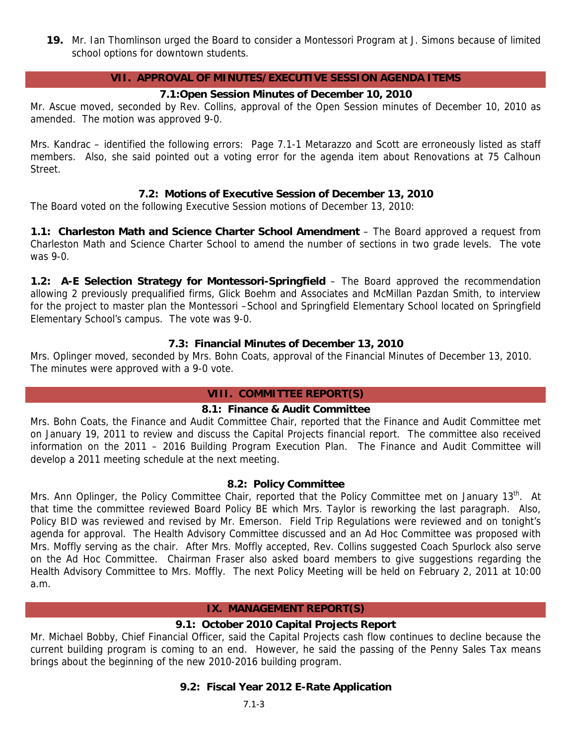**19.** Mr. Ian Thomlinson urged the Board to consider a Montessori Program at J. Simons because of limited school options for downtown students.

## VII. APPROVAL OF MINUTES/EXECUTIVE SESSION AGENDA ITEMS

### 7.1:Open Session Minutes of December 10, 2010

Mr. Ascue moved, seconded by Rev. Collins, approval of the Open Session minutes of December 10, 2010 as amended. The motion was approved 9-0.

Mrs. Kandrac – identified the following errors: Page 7.1-1 Metarazzo and Scott are erroneously listed as staff members. Also, she said pointed out a voting error for the agenda item about Renovations at 75 Calhoun Street.

### 7.2: Motions of Executive Session of December 13, 2010

The Board voted on the following Executive Session motions of December 13, 2010:

**1.1: Charleston Math and Science Charter School Amendment** – The Board approved a request from Charleston Math and Science Charter School to amend the number of sections in two grade levels. The vote was 9-0.

**1.2: A-E Selection Strategy for Montessori-Springfield** – The Board approved the recommendation allowing 2 previously prequalified firms, Glick Boehm and Associates and McMillan Pazdan Smith, to interview for the project to master plan the Montessori –School and Springfield Elementary School located on Springfield Elementary School's campus. The vote was 9-0.

### 7.3: Financial Minutes of December 13, 2010

Mrs. Oplinger moved, seconded by Mrs. Bohn Coats, approval of the Financial Minutes of December 13, 2010. The minutes were approved with a 9-0 vote.

## VIII. COMMITTEE REPORT(S)

### 8.1: Finance & Audit Committee

Mrs. Bohn Coats, the Finance and Audit Committee Chair, reported that the Finance and Audit Committee met on January 19, 2011 to review and discuss the Capital Projects financial report. The committee also received information on the 2011 – 2016 Building Program Execution Plan. The Finance and Audit Committee will develop a 2011 meeting schedule at the next meeting.

### 8.2: Policy Committee

Mrs. Ann Oplinger, the Policy Committee Chair, reported that the Policy Committee met on January 13th. At that time the committee reviewed Board Policy BE which Mrs. Taylor is reworking the last paragraph. Also, Policy BID was reviewed and revised by Mr. Emerson. Field Trip Regulations were reviewed and on tonight's agenda for approval. The Health Advisory Committee discussed and an Ad Hoc Committee was proposed with Mrs. Moffly serving as the chair. After Mrs. Moffly accepted, Rev. Collins suggested Coach Spurlock also serve on the Ad Hoc Committee. Chairman Fraser also asked board members to give suggestions regarding the Health Advisory Committee to Mrs. Moffly. The next Policy Meeting will be held on February 2, 2011 at 10:00 a.m.

## IX. MANAGEMENT REPORT(S)

### 9.1: October 2010 Capital Projects Report

Mr. Michael Bobby, Chief Financial Officer, said the Capital Projects cash flow continues to decline because the current building program is coming to an end. However, he said the passing of the Penny Sales Tax means brings about the beginning of the new 2010-2016 building program.

### 9.2: Fiscal Year 2012 E-Rate Application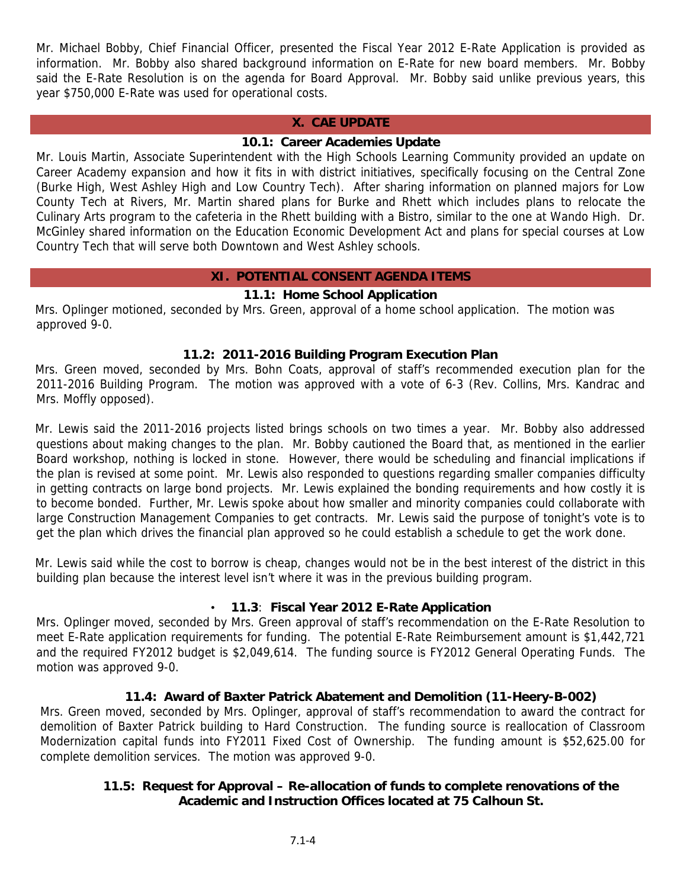Mr. Michael Bobby, Chief Financial Officer, presented the Fiscal Year 2012 E-Rate Application is provided as information. Mr. Bobby also shared background information on E-Rate for new board members. Mr. Bobby said the E-Rate Resolution is on the agenda for Board Approval. Mr. Bobby said unlike previous years, this year $750,000 E-Rate was used for operational costs.

## X. CAE UPDATE

### 10.1: Career Academies Update

Mr. Louis Martin, Associate Superintendent with the High Schools Learning Community provided an update on Career Academy expansion and how it fits in with district initiatives, specifically focusing on the Central Zone (Burke High, West Ashley High and Low Country Tech). After sharing information on planned majors for Low County Tech at Rivers, Mr. Martin shared plans for Burke and Rhett which includes plans to relocate the Culinary Arts program to the cafeteria in the Rhett building with a Bistro, similar to the one at Wando High. Dr. McGinley shared information on the Education Economic Development Act and plans for special courses at Low Country Tech that will serve both Downtown and West Ashley schools.

## XI. POTENTIAL CONSENT AGENDA ITEMS

### 11.1: Home School Application

Mrs. Oplinger motioned, seconded by Mrs. Green, approval of a home school application. The motion was approved 9-0.

### 11.2: 2011-2016 Building Program Execution Plan

Mrs. Green moved, seconded by Mrs. Bohn Coats, approval of staff's recommended execution plan for the 2011-2016 Building Program. The motion was approved with a vote of 6-3 (Rev. Collins, Mrs. Kandrac and Mrs. Moffly opposed).

Mr. Lewis said the 2011-2016 projects listed brings schools on two times a year. Mr. Bobby also addressed questions about making changes to the plan. Mr. Bobby cautioned the Board that, as mentioned in the earlier Board workshop, nothing is locked in stone. However, there would be scheduling and financial implications if the plan is revised at some point. Mr. Lewis also responded to questions regarding smaller companies difficulty in getting contracts on large bond projects. Mr. Lewis explained the bonding requirements and how costly it is to become bonded. Further, Mr. Lewis spoke about how smaller and minority companies could collaborate with large Construction Management Companies to get contracts. Mr. Lewis said the purpose of tonight's vote is to get the plan which drives the financial plan approved so he could establish a schedule to get the work done.

Mr. Lewis said while the cost to borrow is cheap, changes would not be in the best interest of the district in this building plan because the interest level isn't where it was in the previous building program.

### • 11.3: Fiscal Year 2012 E-Rate Application

Mrs. Oplinger moved, seconded by Mrs. Green approval of staff's recommendation on the E-Rate Resolution to meet E-Rate application requirements for funding. The potential E-Rate Reimbursement amount is $1,442,721 and the required FY2012 budget is $2,049,614. The funding source is FY2012 General Operating Funds. The motion was approved 9-0.

### 11.4: Award of Baxter Patrick Abatement and Demolition (11-Heery-B-002)

Mrs. Green moved, seconded by Mrs. Oplinger, approval of staff's recommendation to award the contract for demolition of Baxter Patrick building to Hard Construction. The funding source is reallocation of Classroom Modernization capital funds into FY2011 Fixed Cost of Ownership. The funding amount is $52,625.00 for complete demolition services. The motion was approved 9-0.

### 11.5: Request for Approval – Re-allocation of funds to complete renovations of the Academic and Instruction Offices located at 75 Calhoun St.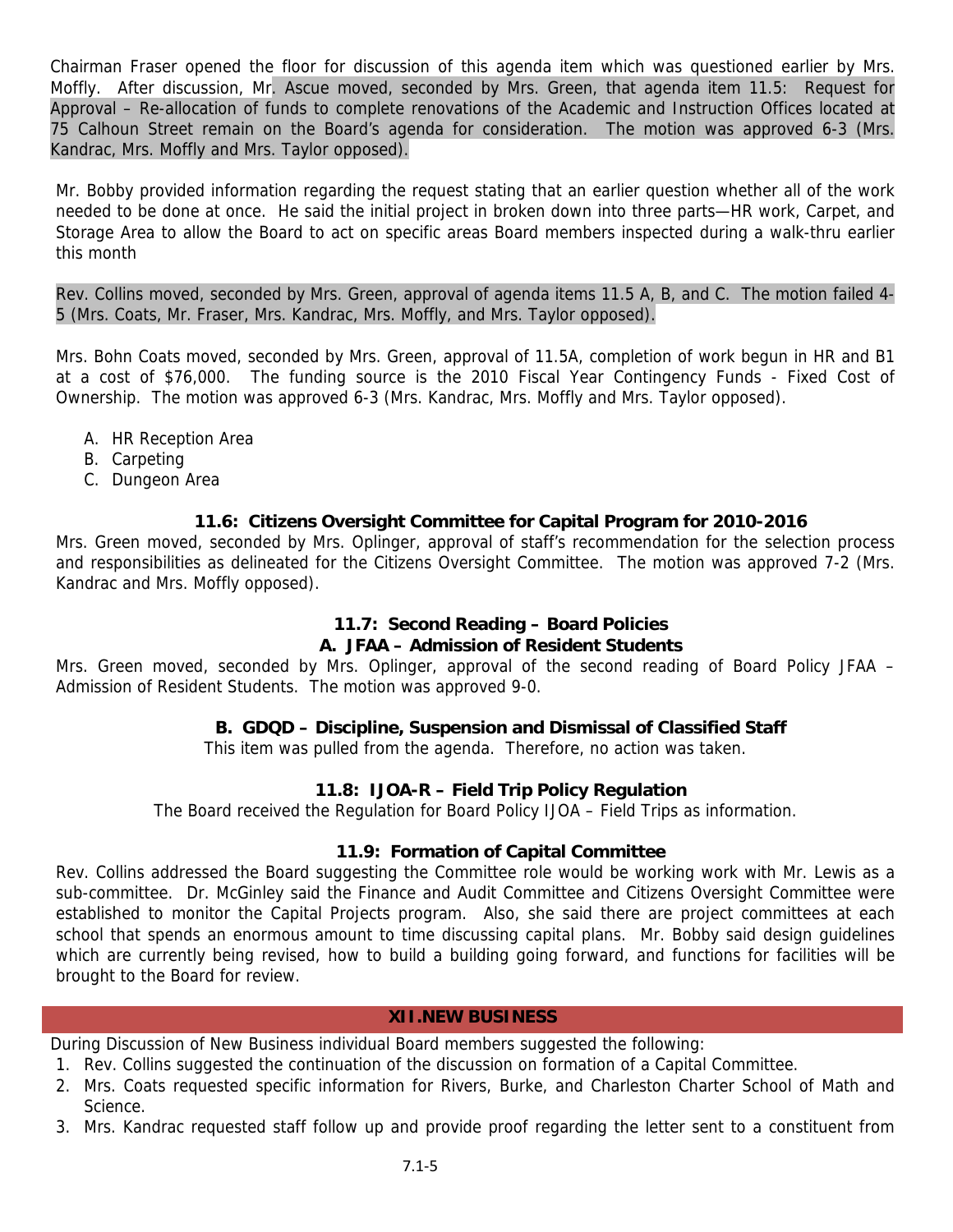Chairman Fraser opened the floor for discussion of this agenda item which was questioned earlier by Mrs. Moffly. After discussion, Mr. Ascue moved, seconded by Mrs. Green, that agenda item 11.5: Request for Approval – Re-allocation of funds to complete renovations of the Academic and Instruction Offices located at 75 Calhoun Street remain on the Board's agenda for consideration. The motion was approved 6-3 (Mrs. Kandrac, Mrs. Moffly and Mrs. Taylor opposed).

Mr. Bobby provided information regarding the request stating that an earlier question whether all of the work needed to be done at once. He said the initial project in broken down into three parts—HR work, Carpet, and Storage Area to allow the Board to act on specific areas Board members inspected during a walk-thru earlier this month

Rev. Collins moved, seconded by Mrs. Green, approval of agenda items 11.5 A, B, and C. The motion failed 4-5 (Mrs. Coats, Mr. Fraser, Mrs. Kandrac, Mrs. Moffly, and Mrs. Taylor opposed).

Mrs. Bohn Coats moved, seconded by Mrs. Green, approval of 11.5A, completion of work begun in HR and B1 at a cost of $76,000. The funding source is the 2010 Fiscal Year Contingency Funds - Fixed Cost of Ownership. The motion was approved 6-3 (Mrs. Kandrac, Mrs. Moffly and Mrs. Taylor opposed).

A. HR Reception Area
B. Carpeting
C. Dungeon Area

### 11.6: Citizens Oversight Committee for Capital Program for 2010-2016

Mrs. Green moved, seconded by Mrs. Oplinger, approval of staff's recommendation for the selection process and responsibilities as delineated for the Citizens Oversight Committee. The motion was approved 7-2 (Mrs. Kandrac and Mrs. Moffly opposed).

### 11.7: Second Reading – Board Policies

#### A. JFAA – Admission of Resident Students

Mrs. Green moved, seconded by Mrs. Oplinger, approval of the second reading of Board Policy JFAA – Admission of Resident Students. The motion was approved 9-0.

#### B. GDQD – Discipline, Suspension and Dismissal of Classified Staff

This item was pulled from the agenda. Therefore, no action was taken.

### 11.8: IJOA-R – Field Trip Policy Regulation

The Board received the Regulation for Board Policy IJOA – Field Trips as information.

### 11.9: Formation of Capital Committee

Rev. Collins addressed the Board suggesting the Committee role would be working work with Mr. Lewis as a sub-committee. Dr. McGinley said the Finance and Audit Committee and Citizens Oversight Committee were established to monitor the Capital Projects program. Also, she said there are project committees at each school that spends an enormous amount to time discussing capital plans. Mr. Bobby said design guidelines which are currently being revised, how to build a building going forward, and functions for facilities will be brought to the Board for review.

## XII. NEW BUSINESS

During Discussion of New Business individual Board members suggested the following:

1. Rev. Collins suggested the continuation of the discussion on formation of a Capital Committee.
2. Mrs. Coats requested specific information for Rivers, Burke, and Charleston Charter School of Math and Science.
3. Mrs. Kandrac requested staff follow up and provide proof regarding the letter sent to a constituent from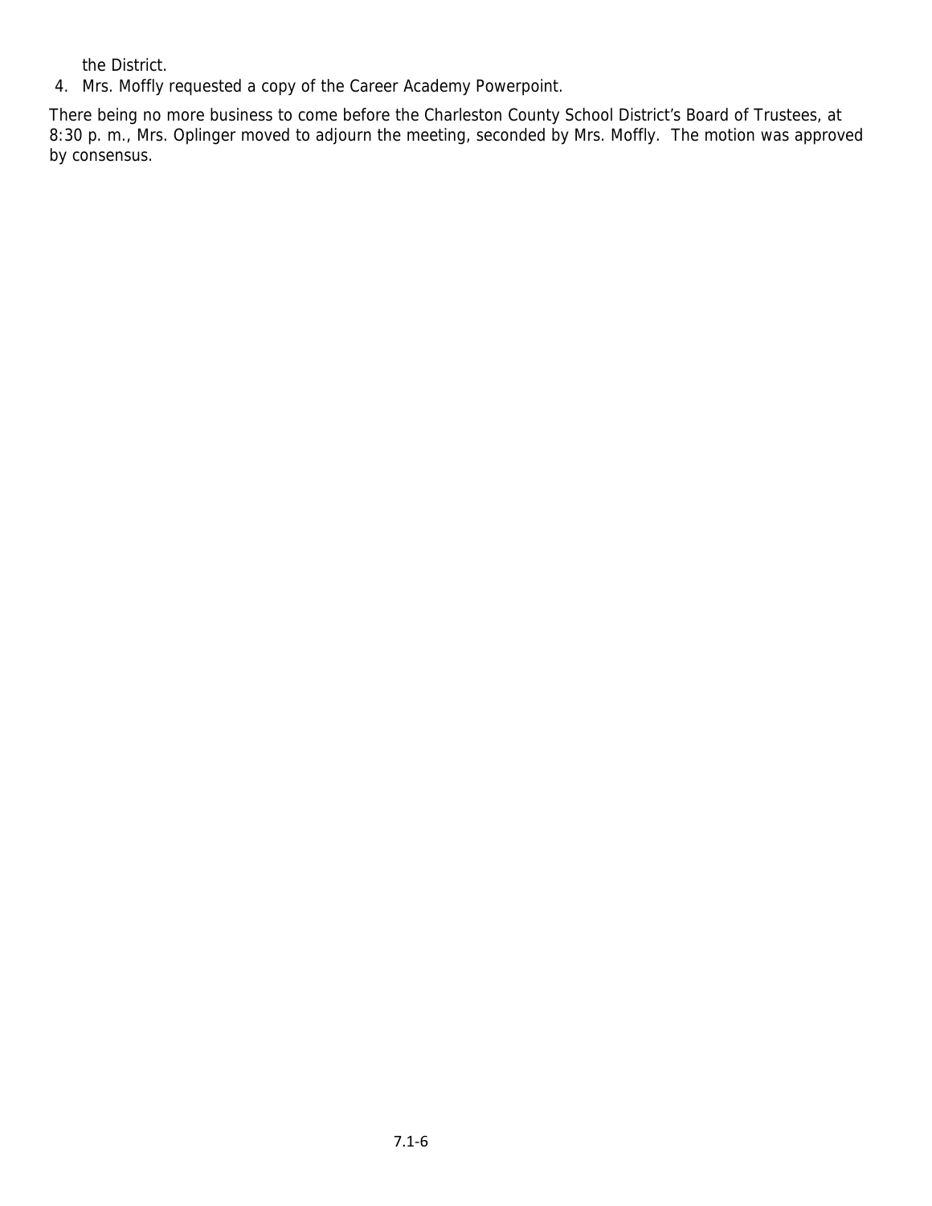the District.

4. Mrs. Moffly requested a copy of the Career Academy Powerpoint.

There being no more business to come before the Charleston County School District's Board of Trustees, at 8:30 p. m., Mrs. Oplinger moved to adjourn the meeting, seconded by Mrs. Moffly. The motion was approved by consensus.